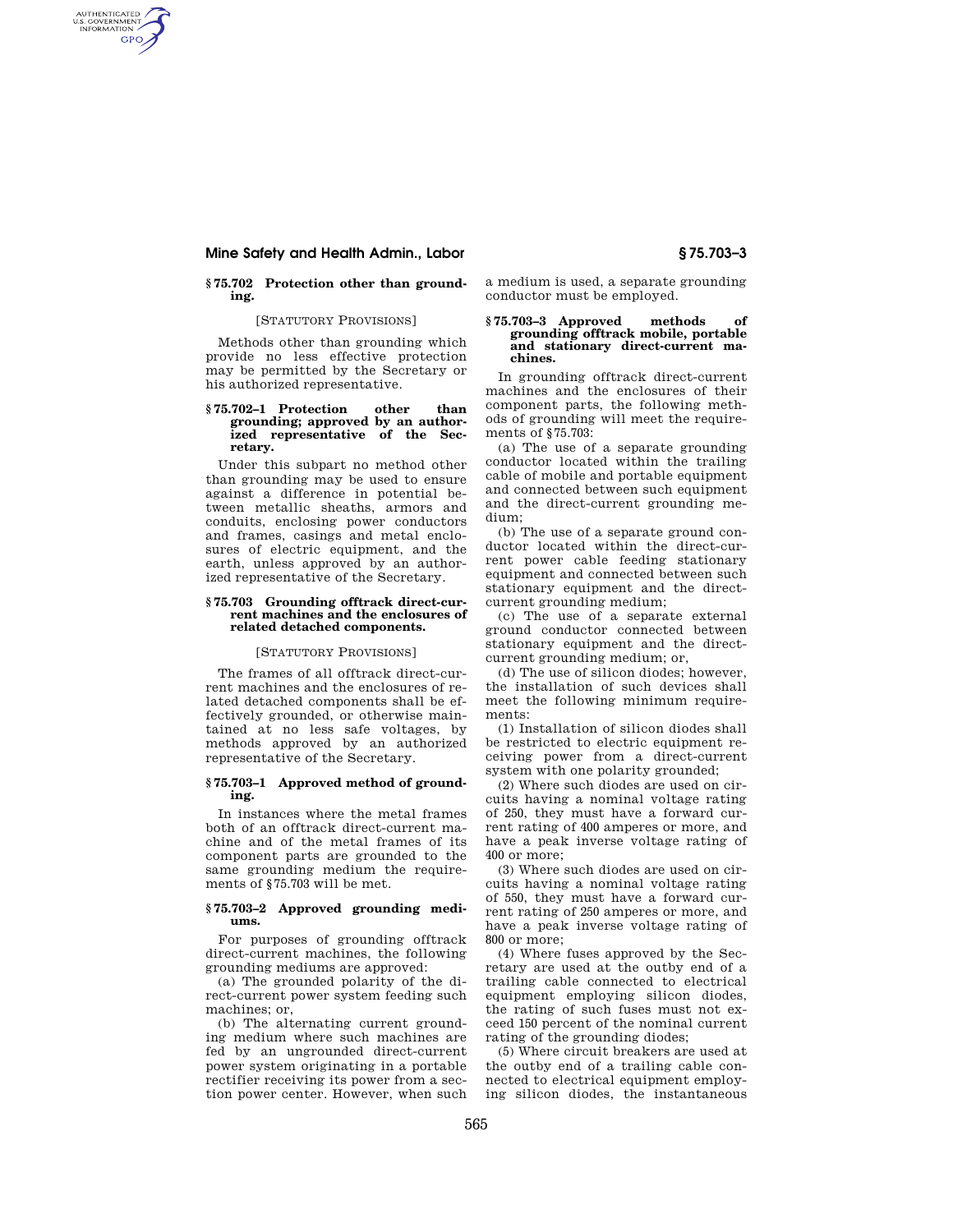### § 75.702 Protection other than grounding.

[STATUTORY PROVISIONS]

Methods other than grounding which provide no less effective protection may be permitted by the Secretary or his authorized representative.

### § 75.702–1 Protection other than grounding; approved by an authorized representative of the Secretary.

Under this subpart no method other than grounding may be used to ensure against a difference in potential between metallic sheaths, armors and conduits, enclosing power conductors and frames, casings and metal enclosures of electric equipment, and the earth, unless approved by an authorized representative of the Secretary.

### § 75.703 Grounding offtrack direct-current machines and the enclosures of related detached components.

[STATUTORY PROVISIONS]

The frames of all offtrack direct-current machines and the enclosures of related detached components shall be effectively grounded, or otherwise maintained at no less safe voltages, by methods approved by an authorized representative of the Secretary.

### § 75.703–1 Approved method of grounding.

In instances where the metal frames both of an offtrack direct-current machine and of the metal frames of its component parts are grounded to the same grounding medium the requirements of § 75.703 will be met.

### § 75.703–2 Approved grounding mediums.

For purposes of grounding offtrack direct-current machines, the following grounding mediums are approved:

(a) The grounded polarity of the direct-current power system feeding such machines; or,

(b) The alternating current grounding medium where such machines are fed by an ungrounded direct-current power system originating in a portable rectifier receiving its power from a section power center. However, when such a medium is used, a separate grounding conductor must be employed.

### § 75.703–3 Approved methods of grounding offtrack mobile, portable and stationary direct-current machines.

In grounding offtrack direct-current machines and the enclosures of their component parts, the following methods of grounding will meet the requirements of § 75.703:

(a) The use of a separate grounding conductor located within the trailing cable of mobile and portable equipment and connected between such equipment and the direct-current grounding medium;

(b) The use of a separate ground conductor located within the direct-current power cable feeding stationary equipment and connected between such stationary equipment and the direct-current grounding medium;

(c) The use of a separate external ground conductor connected between stationary equipment and the direct-current grounding medium; or,

(d) The use of silicon diodes; however, the installation of such devices shall meet the following minimum requirements:

(1) Installation of silicon diodes shall be restricted to electric equipment receiving power from a direct-current system with one polarity grounded;

(2) Where such diodes are used on circuits having a nominal voltage rating of 250, they must have a forward current rating of 400 amperes or more, and have a peak inverse voltage rating of 400 or more;

(3) Where such diodes are used on circuits having a nominal voltage rating of 550, they must have a forward current rating of 250 amperes or more, and have a peak inverse voltage rating of 800 or more;

(4) Where fuses approved by the Secretary are used at the outby end of a trailing cable connected to electrical equipment employing silicon diodes, the rating of such fuses must not exceed 150 percent of the nominal current rating of the grounding diodes;

(5) Where circuit breakers are used at the outby end of a trailing cable connected to electrical equipment employing silicon diodes, the instantaneous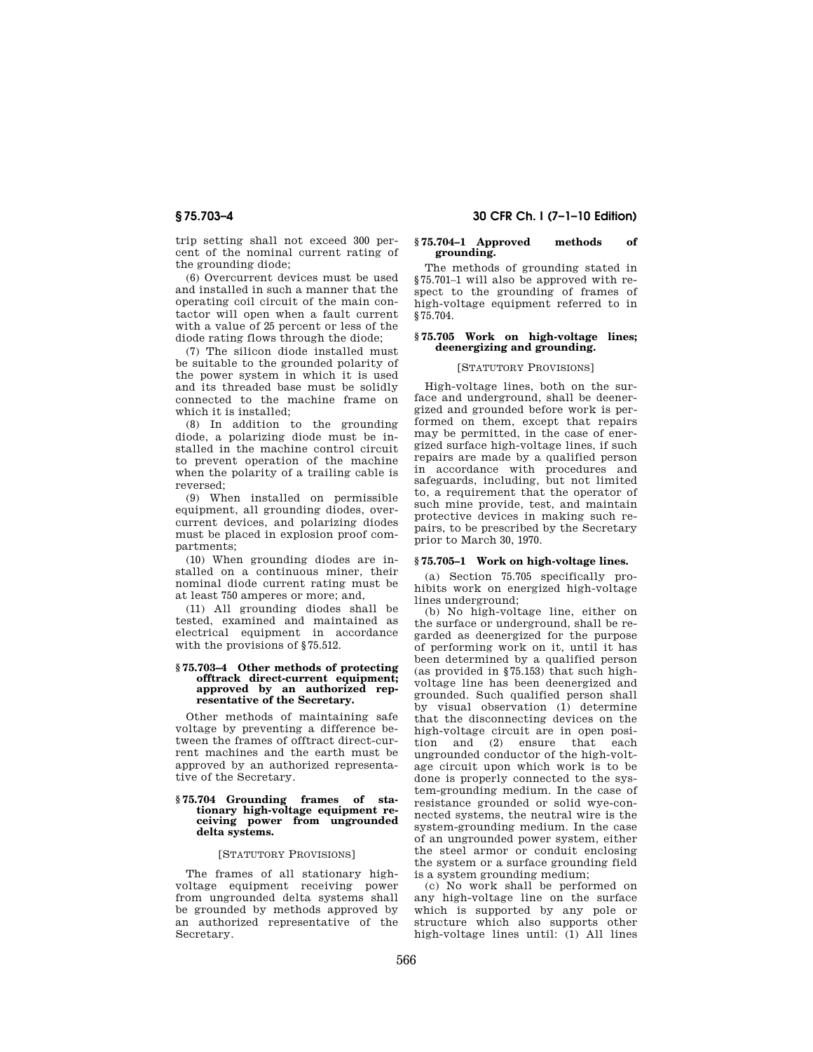trip setting shall not exceed 300 percent of the nominal current rating of the grounding diode;

(6) Overcurrent devices must be used and installed in such a manner that the operating coil circuit of the main contactor will open when a fault current with a value of 25 percent or less of the diode rating flows through the diode;

(7) The silicon diode installed must be suitable to the grounded polarity of the power system in which it is used and its threaded base must be solidly connected to the machine frame on which it is installed;

(8) In addition to the grounding diode, a polarizing diode must be installed in the machine control circuit to prevent operation of the machine when the polarity of a trailing cable is reversed;

(9) When installed on permissible equipment, all grounding diodes, overcurrent devices, and polarizing diodes must be placed in explosion proof compartments;

(10) When grounding diodes are installed on a continuous miner, their nominal diode current rating must be at least 750 amperes or more; and,

(11) All grounding diodes shall be tested, examined and maintained as electrical equipment in accordance with the provisions of §75.512.

### §75.703–4 Other methods of protecting offtrack direct-current equipment; approved by an authorized representative of the Secretary.

Other methods of maintaining safe voltage by preventing a difference between the frames of offtract direct-current machines and the earth must be approved by an authorized representative of the Secretary.

### §75.704 Grounding frames of stationary high-voltage equipment receiving power from ungrounded delta systems.

[STATUTORY PROVISIONS]

The frames of all stationary high-voltage equipment receiving power from ungrounded delta systems shall be grounded by methods approved by an authorized representative of the Secretary.

### §75.704–1 Approved methods of grounding.

The methods of grounding stated in §75.701–1 will also be approved with respect to the grounding of frames of high-voltage equipment referred to in §75.704.

### §75.705 Work on high-voltage lines; deenergizing and grounding.

[STATUTORY PROVISIONS]

High-voltage lines, both on the surface and underground, shall be deenergized and grounded before work is performed on them, except that repairs may be permitted, in the case of energized surface high-voltage lines, if such repairs are made by a qualified person in accordance with procedures and safeguards, including, but not limited to, a requirement that the operator of such mine provide, test, and maintain protective devices in making such repairs, to be prescribed by the Secretary prior to March 30, 1970.

### §75.705–1 Work on high-voltage lines.

(a) Section 75.705 specifically prohibits work on energized high-voltage lines underground;

(b) No high-voltage line, either on the surface or underground, shall be regarded as deenergized for the purpose of performing work on it, until it has been determined by a qualified person (as provided in §75.153) that such high-voltage line has been deenergized and grounded. Such qualified person shall by visual observation (1) determine that the disconnecting devices on the high-voltage circuit are in open position and (2) ensure that each ungrounded conductor of the high-voltage circuit upon which work is to be done is properly connected to the system-grounding medium. In the case of resistance grounded or solid wye-connected systems, the neutral wire is the system-grounding medium. In the case of an ungrounded power system, either the steel armor or conduit enclosing the system or a surface grounding field is a system grounding medium;

(c) No work shall be performed on any high-voltage line on the surface which is supported by any pole or structure which also supports other high-voltage lines until: (1) All lines